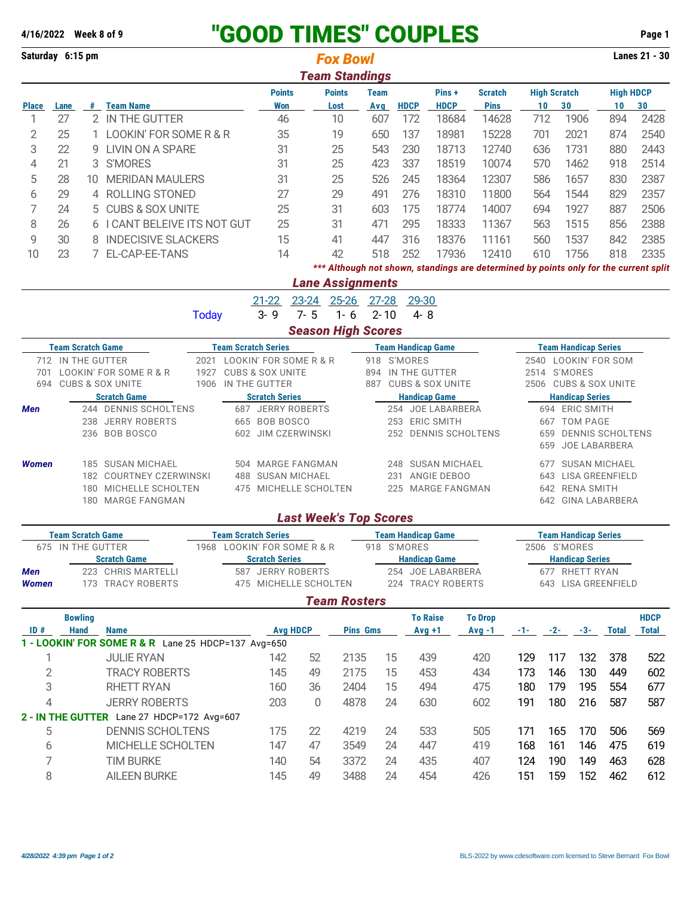**4/16/2022 Week 8 of 9**

# "GOOD TIMES" COUPLES

**Saturday 6:15 pm** — ***Fox Bowl*** — **Lanes 21 - 30**

## Team Standings

| Place | Lane | # | Team Name | Points Won | Points Lost | Team Avg | HDCP | Pins + HDCP | Scratch Pins | High Scratch 10 | High Scratch 30 | High HDCP 10 | High HDCP 30 |
|---|---|---|---|---|---|---|---|---|---|---|---|---|---|
| 1 | 27 | 2 | IN THE GUTTER | 46 | 10 | 607 | 172 | 18684 | 14628 | 712 | 1906 | 894 | 2428 |
| 2 | 25 | 1 | LOOKIN' FOR SOME R & R | 35 | 19 | 650 | 137 | 18981 | 15228 | 701 | 2021 | 874 | 2540 |
| 3 | 22 | 9 | LIVIN ON A SPARE | 31 | 25 | 543 | 230 | 18713 | 12740 | 636 | 1731 | 880 | 2443 |
| 4 | 21 | 3 | S'MORES | 31 | 25 | 423 | 337 | 18519 | 10074 | 570 | 1462 | 918 | 2514 |
| 5 | 28 | 10 | MERIDAN MAULERS | 31 | 25 | 526 | 245 | 18364 | 12307 | 586 | 1657 | 830 | 2387 |
| 6 | 29 | 4 | ROLLING STONED | 27 | 29 | 491 | 276 | 18310 | 11800 | 564 | 1544 | 829 | 2357 |
| 7 | 24 | 5 | CUBS & SOX UNITE | 25 | 31 | 603 | 175 | 18774 | 14007 | 694 | 1927 | 887 | 2506 |
| 8 | 26 | 6 | I CANT BELEIVE ITS NOT GUT | 25 | 31 | 471 | 295 | 18333 | 11367 | 563 | 1515 | 856 | 2388 |
| 9 | 30 | 8 | INDECISIVE SLACKERS | 15 | 41 | 447 | 316 | 18376 | 11161 | 560 | 1537 | 842 | 2385 |
| 10 | 23 | 7 | EL-CAP-EE-TANS | 14 | 42 | 518 | 252 | 17936 | 12410 | 610 | 1756 | 818 | 2335 |

****** Although not shown, standings are determined by points only for the current split***

## Lane Assignments

| | 21-22 | 23-24 | 25-26 | 27-28 | 29-30 |
|---|---|---|---|---|---|
| Today | 3- 9 | 7- 5 | 1- 6 | 2- 10 | 4- 8 |

## Season High Scores

| Team Scratch Game | Team Scratch Series | Team Handicap Game | Team Handicap Series |
|---|---|---|---|
| 712 IN THE GUTTER | 2021 LOOKIN' FOR SOME R & R | 918 S'MORES | 2540 LOOKIN' FOR SOM |
| 701 LOOKIN' FOR SOME R & R | 1927 CUBS & SOX UNITE | 894 IN THE GUTTER | 2514 S'MORES |
| 694 CUBS & SOX UNITE | 1906 IN THE GUTTER | 887 CUBS & SOX UNITE | 2506 CUBS & SOX UNITE |

| | Scratch Game | Scratch Series | Handicap Game | Handicap Series |
|---|---|---|---|---|
| **Men** | 244 DENNIS SCHOLTENS | 687 JERRY ROBERTS | 254 JOE LABARBERA | 694 ERIC SMITH |
| | 238 JERRY ROBERTS | 665 BOB BOSCO | 253 ERIC SMITH | 667 TOM PAGE |
| | 236 BOB BOSCO | 602 JIM CZERWINSKI | 252 DENNIS SCHOLTENS | 659 DENNIS SCHOLTENS |
| | | | | 659 JOE LABARBERA |
| **Women** | 185 SUSAN MICHAEL | 504 MARGE FANGMAN | 248 SUSAN MICHAEL | 677 SUSAN MICHAEL |
| | 182 COURTNEY CZERWINSKI | 488 SUSAN MICHAEL | 231 ANGIE DEBOO | 643 LISA GREENFIELD |
| | 180 MICHELLE SCHOLTEN | 475 MICHELLE SCHOLTEN | 225 MARGE FANGMAN | 642 RENA SMITH |
| | 180 MARGE FANGMAN | | | 642 GINA LABARBERA |

## Last Week's Top Scores

| Team Scratch Game | Team Scratch Series | Team Handicap Game | Team Handicap Series |
|---|---|---|---|
| 675 IN THE GUTTER | 1968 LOOKIN' FOR SOME R & R | 918 S'MORES | 2506 S'MORES |

| | Scratch Game | Scratch Series | Handicap Game | Handicap Series |
|---|---|---|---|---|
| **Men** | 223 CHRIS MARTELLI | 587 JERRY ROBERTS | 254 JOE LABARBERA | 677 RHETT RYAN |
| **Women** | 173 TRACY ROBERTS | 475 MICHELLE SCHOLTEN | 224 TRACY ROBERTS | 643 LISA GREENFIELD |

## Team Rosters

| ID # | Bowling Hand | Name | Avg | HDCP | Pins | Gms | To Raise Avg +1 | To Drop Avg -1 | -1- | -2- | -3- | Total | HDCP Total |
|---|---|---|---|---|---|---|---|---|---|---|---|---|---|
| **1 - LOOKIN' FOR SOME R & R** Lane 25 HDCP=137 Avg=650 | | | | | | | | | | | | | |
| 1 | | JULIE RYAN | 142 | 52 | 2135 | 15 | 439 | 420 | 129 | 117 | 132 | 378 | 522 |
| 2 | | TRACY ROBERTS | 145 | 49 | 2175 | 15 | 453 | 434 | 173 | 146 | 130 | 449 | 602 |
| 3 | | RHETT RYAN | 160 | 36 | 2404 | 15 | 494 | 475 | 180 | 179 | 195 | 554 | 677 |
| 4 | | JERRY ROBERTS | 203 | 0 | 4878 | 24 | 630 | 602 | 191 | 180 | 216 | 587 | 587 |
| **2 - IN THE GUTTER** Lane 27 HDCP=172 Avg=607 | | | | | | | | | | | | | |
| 5 | | DENNIS SCHOLTENS | 175 | 22 | 4219 | 24 | 533 | 505 | 171 | 165 | 170 | 506 | 569 |
| 6 | | MICHELLE SCHOLTEN | 147 | 47 | 3549 | 24 | 447 | 419 | 168 | 161 | 146 | 475 | 619 |
| 7 | | TIM BURKE | 140 | 54 | 3372 | 24 | 435 | 407 | 124 | 190 | 149 | 463 | 628 |
| 8 | | AILEEN BURKE | 145 | 49 | 3488 | 24 | 454 | 426 | 151 | 159 | 152 | 462 | 612 |

*4/28/2022 4:39 pm Page 1 of 2* — BLS-2022 by www.cdesoftware.com licensed to Steve Bernard Fox Bowl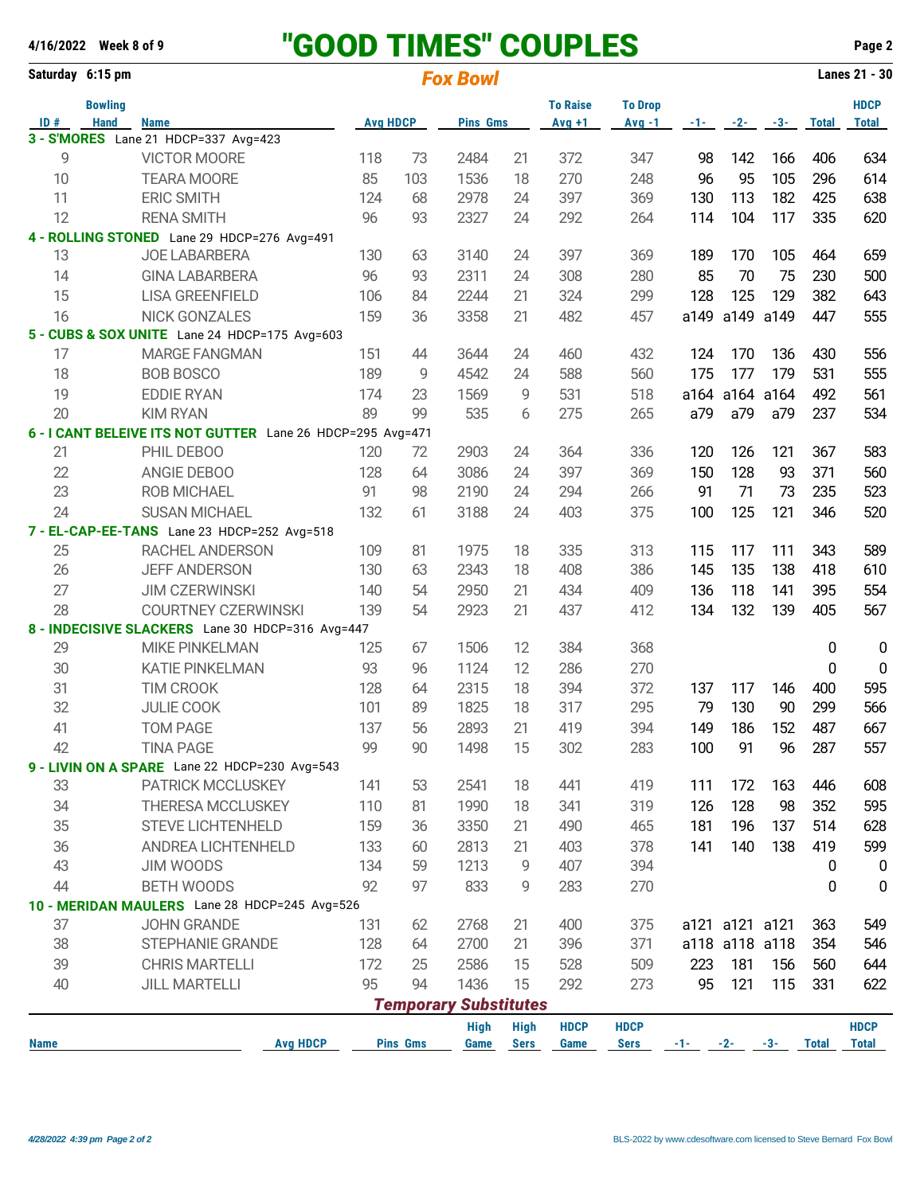**4/16/2022 Week 8 of 9**

# "GOOD TIMES" COUPLES

**Saturday 6:15 pm**

*Fox Bowl*

**Lanes 21 - 30**

| ID # | Bowling Hand | Name | Avg | HDCP | Pins | Gms | To Raise Avg +1 | To Drop Avg -1 | -1- | -2- | -3- | Total | HDCP Total |
|---|---|---|---|---|---|---|---|---|---|---|---|---|---|
| **3 - S'MORES** Lane 21 HDCP=337 Avg=423 | | | | | | | | | | | | | |
| 9 | | VICTOR MOORE | 118 | 73 | 2484 | 21 | 372 | 347 | 98 | 142 | 166 | 406 | 634 |
| 10 | | TEARA MOORE | 85 | 103 | 1536 | 18 | 270 | 248 | 96 | 95 | 105 | 296 | 614 |
| 11 | | ERIC SMITH | 124 | 68 | 2978 | 24 | 397 | 369 | 130 | 113 | 182 | 425 | 638 |
| 12 | | RENA SMITH | 96 | 93 | 2327 | 24 | 292 | 264 | 114 | 104 | 117 | 335 | 620 |
| **4 - ROLLING STONED** Lane 29 HDCP=276 Avg=491 | | | | | | | | | | | | | |
| 13 | | JOE LABARBERA | 130 | 63 | 3140 | 24 | 397 | 369 | 189 | 170 | 105 | 464 | 659 |
| 14 | | GINA LABARBERA | 96 | 93 | 2311 | 24 | 308 | 280 | 85 | 70 | 75 | 230 | 500 |
| 15 | | LISA GREENFIELD | 106 | 84 | 2244 | 21 | 324 | 299 | 128 | 125 | 129 | 382 | 643 |
| 16 | | NICK GONZALES | 159 | 36 | 3358 | 21 | 482 | 457 | a149 | a149 | a149 | 447 | 555 |
| **5 - CUBS & SOX UNITE** Lane 24 HDCP=175 Avg=603 | | | | | | | | | | | | | |
| 17 | | MARGE FANGMAN | 151 | 44 | 3644 | 24 | 460 | 432 | 124 | 170 | 136 | 430 | 556 |
| 18 | | BOB BOSCO | 189 | 9 | 4542 | 24 | 588 | 560 | 175 | 177 | 179 | 531 | 555 |
| 19 | | EDDIE RYAN | 174 | 23 | 1569 | 9 | 531 | 518 | a164 | a164 | a164 | 492 | 561 |
| 20 | | KIM RYAN | 89 | 99 | 535 | 6 | 275 | 265 | a79 | a79 | a79 | 237 | 534 |
| **6 - I CANT BELEIVE ITS NOT GUTTER** Lane 26 HDCP=295 Avg=471 | | | | | | | | | | | | | |
| 21 | | PHIL DEBOO | 120 | 72 | 2903 | 24 | 364 | 336 | 120 | 126 | 121 | 367 | 583 |
| 22 | | ANGIE DEBOO | 128 | 64 | 3086 | 24 | 397 | 369 | 150 | 128 | 93 | 371 | 560 |
| 23 | | ROB MICHAEL | 91 | 98 | 2190 | 24 | 294 | 266 | 91 | 71 | 73 | 235 | 523 |
| 24 | | SUSAN MICHAEL | 132 | 61 | 3188 | 24 | 403 | 375 | 100 | 125 | 121 | 346 | 520 |
| **7 - EL-CAP-EE-TANS** Lane 23 HDCP=252 Avg=518 | | | | | | | | | | | | | |
| 25 | | RACHEL ANDERSON | 109 | 81 | 1975 | 18 | 335 | 313 | 115 | 117 | 111 | 343 | 589 |
| 26 | | JEFF ANDERSON | 130 | 63 | 2343 | 18 | 408 | 386 | 145 | 135 | 138 | 418 | 610 |
| 27 | | JIM CZERWINSKI | 140 | 54 | 2950 | 21 | 434 | 409 | 136 | 118 | 141 | 395 | 554 |
| 28 | | COURTNEY CZERWINSKI | 139 | 54 | 2923 | 21 | 437 | 412 | 134 | 132 | 139 | 405 | 567 |
| **8 - INDECISIVE SLACKERS** Lane 30 HDCP=316 Avg=447 | | | | | | | | | | | | | |
| 29 | | MIKE PINKELMAN | 125 | 67 | 1506 | 12 | 384 | 368 | | | | 0 | 0 |
| 30 | | KATIE PINKELMAN | 93 | 96 | 1124 | 12 | 286 | 270 | | | | 0 | 0 |
| 31 | | TIM CROOK | 128 | 64 | 2315 | 18 | 394 | 372 | 137 | 117 | 146 | 400 | 595 |
| 32 | | JULIE COOK | 101 | 89 | 1825 | 18 | 317 | 295 | 79 | 130 | 90 | 299 | 566 |
| 41 | | TOM PAGE | 137 | 56 | 2893 | 21 | 419 | 394 | 149 | 186 | 152 | 487 | 667 |
| 42 | | TINA PAGE | 99 | 90 | 1498 | 15 | 302 | 283 | 100 | 91 | 96 | 287 | 557 |
| **9 - LIVIN ON A SPARE** Lane 22 HDCP=230 Avg=543 | | | | | | | | | | | | | |
| 33 | | PATRICK MCCLUSKEY | 141 | 53 | 2541 | 18 | 441 | 419 | 111 | 172 | 163 | 446 | 608 |
| 34 | | THERESA MCCLUSKEY | 110 | 81 | 1990 | 18 | 341 | 319 | 126 | 128 | 98 | 352 | 595 |
| 35 | | STEVE LICHTENHELD | 159 | 36 | 3350 | 21 | 490 | 465 | 181 | 196 | 137 | 514 | 628 |
| 36 | | ANDREA LICHTENHELD | 133 | 60 | 2813 | 21 | 403 | 378 | 141 | 140 | 138 | 419 | 599 |
| 43 | | JIM WOODS | 134 | 59 | 1213 | 9 | 407 | 394 | | | | 0 | 0 |
| 44 | | BETH WOODS | 92 | 97 | 833 | 9 | 283 | 270 | | | | 0 | 0 |
| **10 - MERIDAN MAULERS** Lane 28 HDCP=245 Avg=526 | | | | | | | | | | | | | |
| 37 | | JOHN GRANDE | 131 | 62 | 2768 | 21 | 400 | 375 | a121 | a121 | a121 | 363 | 549 |
| 38 | | STEPHANIE GRANDE | 128 | 64 | 2700 | 21 | 396 | 371 | a118 | a118 | a118 | 354 | 546 |
| 39 | | CHRIS MARTELLI | 172 | 25 | 2586 | 15 | 528 | 509 | 223 | 181 | 156 | 560 | 644 |
| 40 | | JILL MARTELLI | 95 | 94 | 1436 | 15 | 292 | 273 | 95 | 121 | 115 | 331 | 622 |

## *Temporary Substitutes*

| Name | Avg | HDCP | Pins | Gms | High Game | High Sers | HDCP Game | HDCP Sers | -1- | -2- | -3- | Total | HDCP Total |
|---|---|---|---|---|---|---|---|---|---|---|---|---|---|